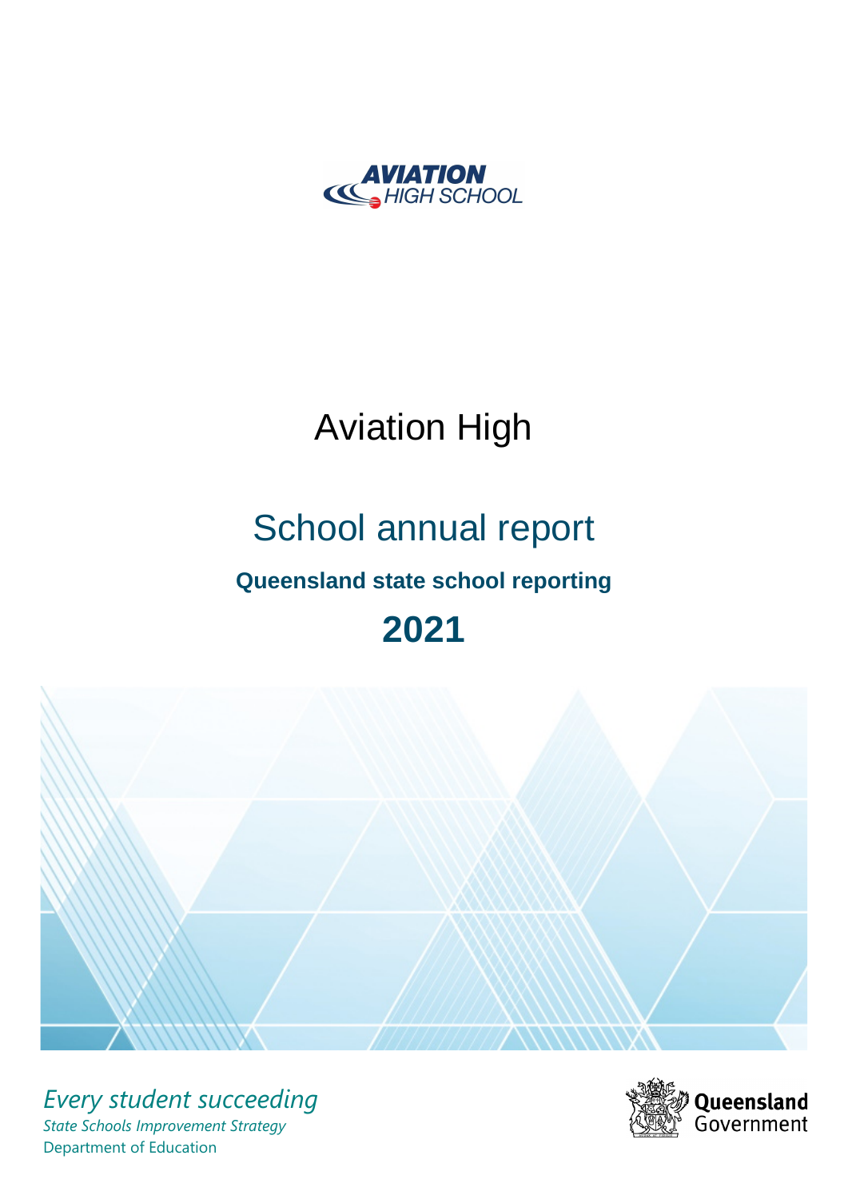AVIATION HIGH SCHOOL

# Aviation High

## School annual report

### Queensland state school reporting

# 2021

*Every student succeeding*

*State Schools Improvement Strategy*

Department of Education

Queensland Government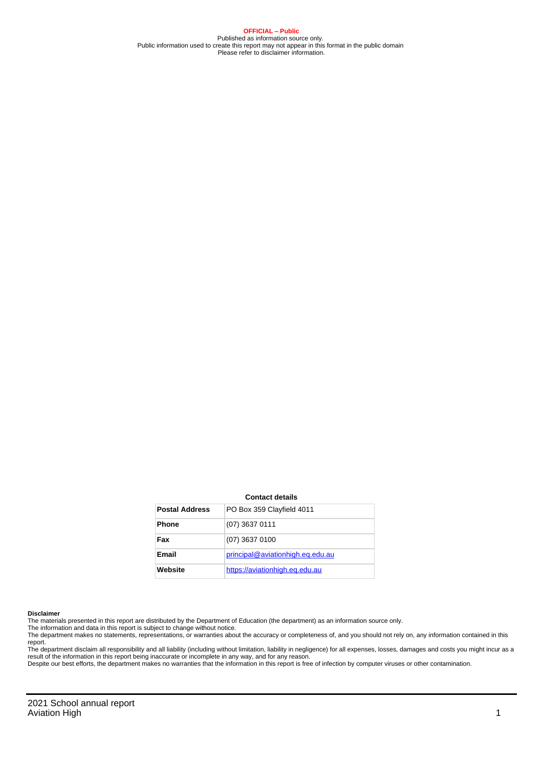**OFFICIAL – Public**

Published as information source only.

Public information used to create this report may not appear in this format in the public domain

Please refer to disclaimer information.

**Contact details**

| **Postal Address** | PO Box 359 Clayfield 4011 |
|---|---|
| **Phone** | (07) 3637 0111 |
| **Fax** | (07) 3637 0100 |
| **Email** | principal@aviationhigh.eq.edu.au |
| **Website** | https://aviationhigh.eq.edu.au |

**Disclaimer**

The materials presented in this report are distributed by the Department of Education (the department) as an information source only.

The information and data in this report is subject to change without notice.

The department makes no statements, representations, or warranties about the accuracy or completeness of, and you should not rely on, any information contained in this report.

The department disclaim all responsibility and all liability (including without limitation, liability in negligence) for all expenses, losses, damages and costs you might incur as a result of the information in this report being inaccurate or incomplete in any way, and for any reason.

Despite our best efforts, the department makes no warranties that the information in this report is free of infection by computer viruses or other contamination.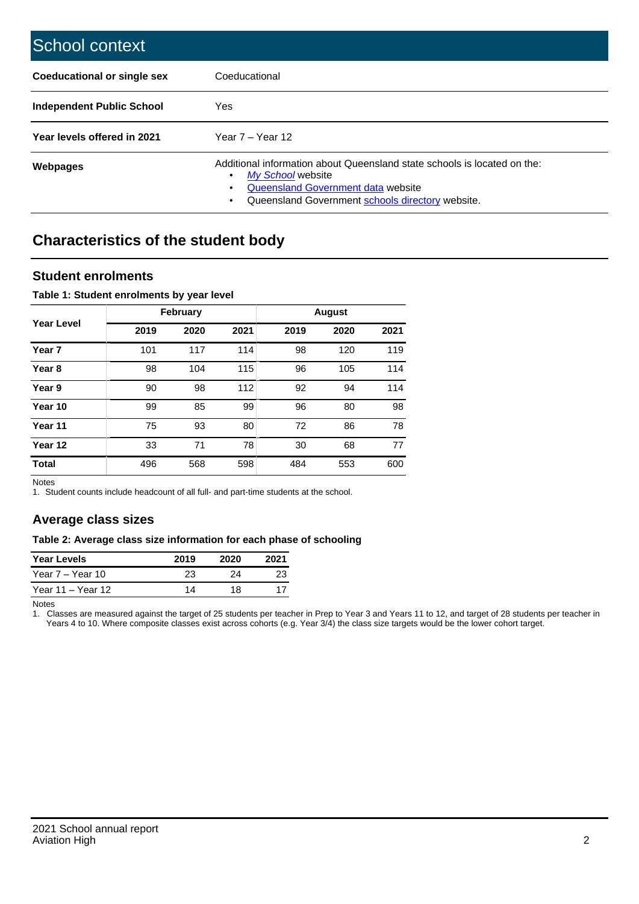# School context

| | |
|---|---|
| **Coeducational or single sex** | Coeducational |
| **Independent Public School** | Yes |
| **Year levels offered in 2021** | Year 7 – Year 12 |
| **Webpages** | Additional information about Queensland state schools is located on the: <br>• *My School* website <br>• Queensland Government data website <br>• Queensland Government schools directory website. |

## Characteristics of the student body

### Student enrolments

**Table 1: Student enrolments by year level**

| Year Level | February | | | August | | |
|---|---|---|---|---|---|---|
| | 2019 | 2020 | 2021 | 2019 | 2020 | 2021 |
| **Year 7** | 101 | 117 | 114 | 98 | 120 | 119 |
| **Year 8** | 98 | 104 | 115 | 96 | 105 | 114 |
| **Year 9** | 90 | 98 | 112 | 92 | 94 | 114 |
| **Year 10** | 99 | 85 | 99 | 96 | 80 | 98 |
| **Year 11** | 75 | 93 | 80 | 72 | 86 | 78 |
| **Year 12** | 33 | 71 | 78 | 30 | 68 | 77 |
| **Total** | 496 | 568 | 598 | 484 | 553 | 600 |

Notes

1. Student counts include headcount of all full- and part-time students at the school.

### Average class sizes

**Table 2: Average class size information for each phase of schooling**

| Year Levels | 2019 | 2020 | 2021 |
|---|---|---|---|
| Year 7 – Year 10 | 23 | 24 | 23 |
| Year 11 – Year 12 | 14 | 18 | 17 |

Notes

1. Classes are measured against the target of 25 students per teacher in Prep to Year 3 and Years 11 to 12, and target of 28 students per teacher in Years 4 to 10. Where composite classes exist across cohorts (e.g. Year 3/4) the class size targets would be the lower cohort target.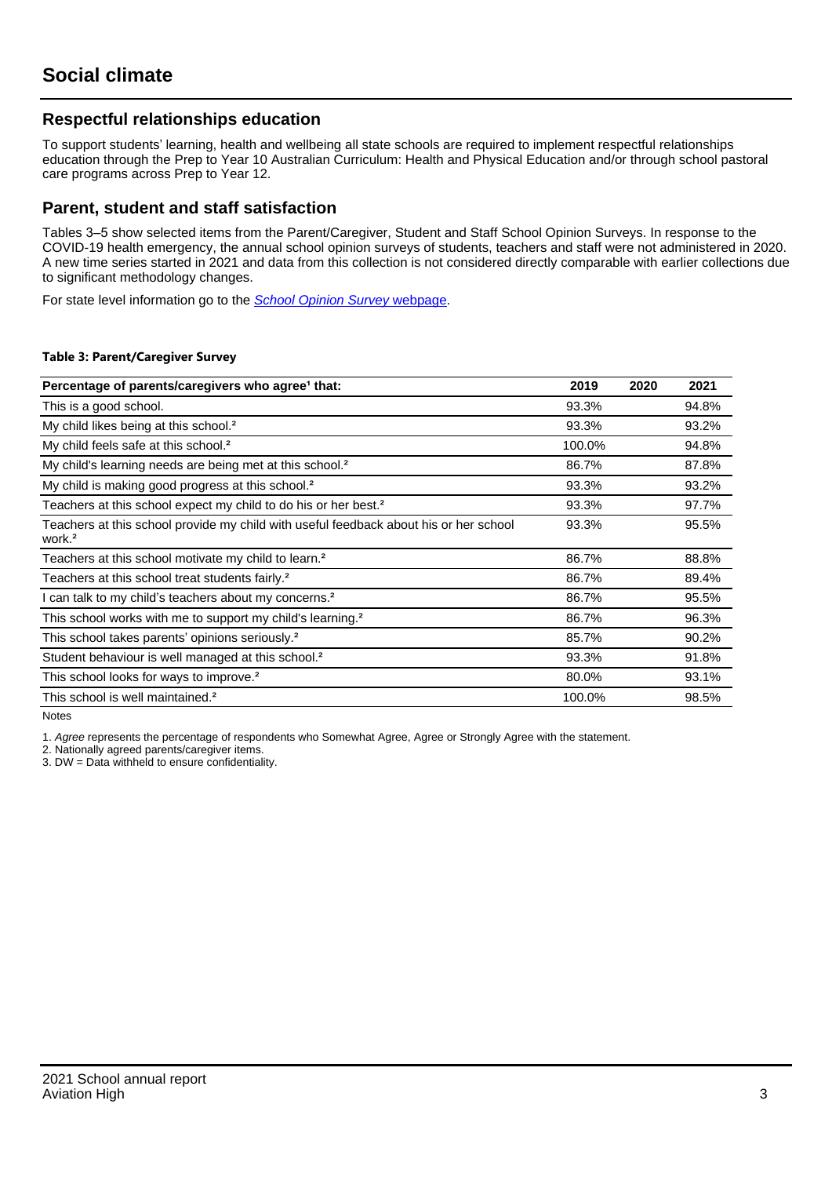# Social climate

## Respectful relationships education

To support students' learning, health and wellbeing all state schools are required to implement respectful relationships education through the Prep to Year 10 Australian Curriculum: Health and Physical Education and/or through school pastoral care programs across Prep to Year 12.

## Parent, student and staff satisfaction

Tables 3–5 show selected items from the Parent/Caregiver, Student and Staff School Opinion Surveys. In response to the COVID-19 health emergency, the annual school opinion surveys of students, teachers and staff were not administered in 2020. A new time series started in 2021 and data from this collection is not considered directly comparable with earlier collections due to significant methodology changes.

For state level information go to the *School Opinion Survey* webpage.

**Table 3: Parent/Caregiver Survey**

| Percentage of parents/caregivers who agree[1] that: | 2019 | 2020 | 2021 |
|---|---|---|---|
| This is a good school. | 93.3% | | 94.8% |
| My child likes being at this school.[2] | 93.3% | | 93.2% |
| My child feels safe at this school.[2] | 100.0% | | 94.8% |
| My child's learning needs are being met at this school.[2] | 86.7% | | 87.8% |
| My child is making good progress at this school.[2] | 93.3% | | 93.2% |
| Teachers at this school expect my child to do his or her best.[2] | 93.3% | | 97.7% |
| Teachers at this school provide my child with useful feedback about his or her school work.[2] | 93.3% | | 95.5% |
| Teachers at this school motivate my child to learn.[2] | 86.7% | | 88.8% |
| Teachers at this school treat students fairly.[2] | 86.7% | | 89.4% |
| I can talk to my child's teachers about my concerns.[2] | 86.7% | | 95.5% |
| This school works with me to support my child's learning.[2] | 86.7% | | 96.3% |
| This school takes parents' opinions seriously.[2] | 85.7% | | 90.2% |
| Student behaviour is well managed at this school.[2] | 93.3% | | 91.8% |
| This school looks for ways to improve.[2] | 80.0% | | 93.1% |
| This school is well maintained.[2] | 100.0% | | 98.5% |

Notes

1. *Agree* represents the percentage of respondents who Somewhat Agree, Agree or Strongly Agree with the statement.
2. Nationally agreed parents/caregiver items.
3. DW = Data withheld to ensure confidentiality.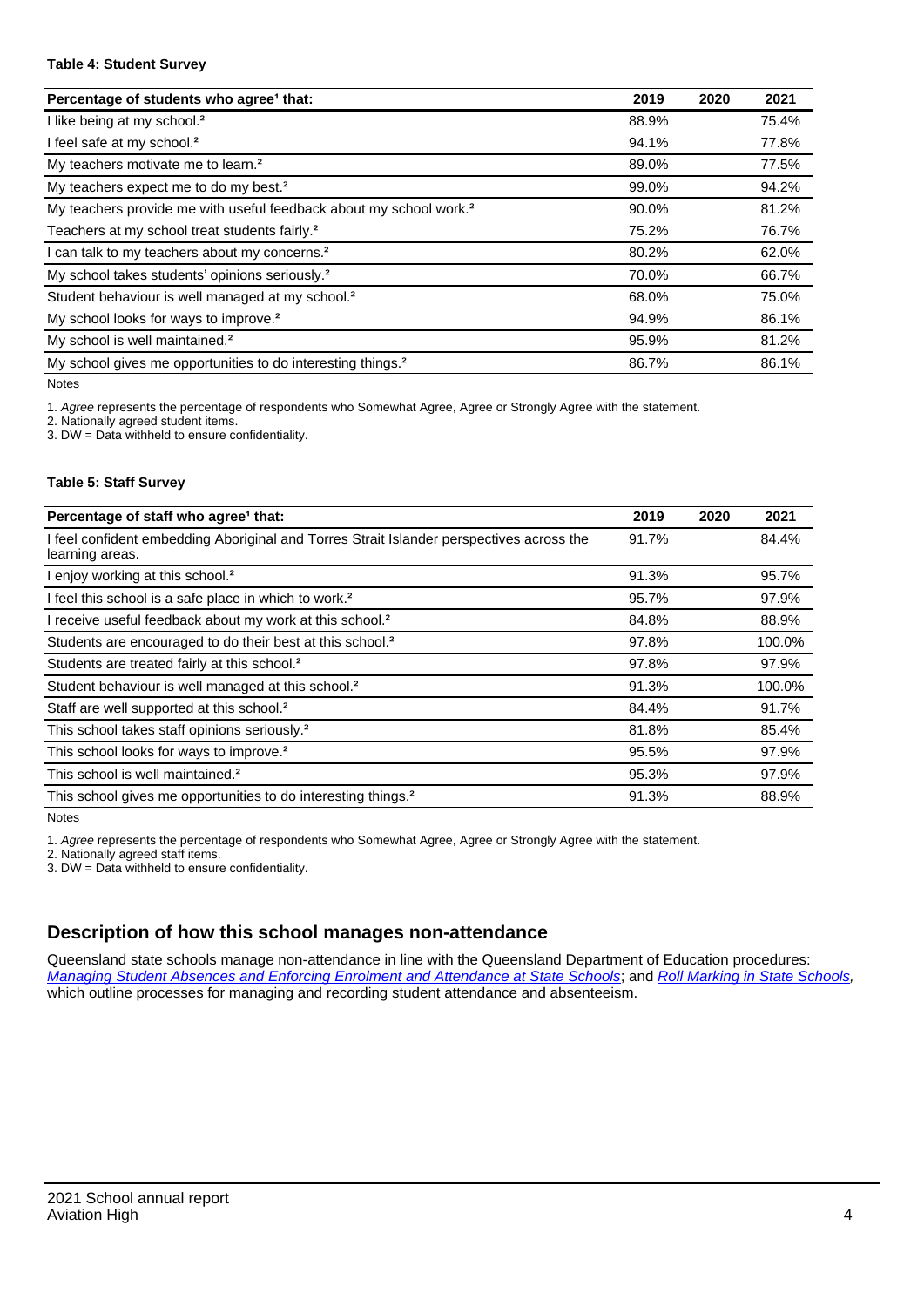**Table 4: Student Survey**

| Percentage of students who agree[1] that: | 2019 | 2020 | 2021 |
|---|---|---|---|
| I like being at my school.[2] | 88.9% | | 75.4% |
| I feel safe at my school.[2] | 94.1% | | 77.8% |
| My teachers motivate me to learn.[2] | 89.0% | | 77.5% |
| My teachers expect me to do my best.[2] | 99.0% | | 94.2% |
| My teachers provide me with useful feedback about my school work.[2] | 90.0% | | 81.2% |
| Teachers at my school treat students fairly.[2] | 75.2% | | 76.7% |
| I can talk to my teachers about my concerns.[2] | 80.2% | | 62.0% |
| My school takes students' opinions seriously.[2] | 70.0% | | 66.7% |
| Student behaviour is well managed at my school.[2] | 68.0% | | 75.0% |
| My school looks for ways to improve.[2] | 94.9% | | 86.1% |
| My school is well maintained.[2] | 95.9% | | 81.2% |
| My school gives me opportunities to do interesting things.[2] | 86.7% | | 86.1% |

Notes

1. *Agree* represents the percentage of respondents who Somewhat Agree, Agree or Strongly Agree with the statement.
2. Nationally agreed student items.
3. DW = Data withheld to ensure confidentiality.

**Table 5: Staff Survey**

| Percentage of staff who agree[1] that: | 2019 | 2020 | 2021 |
|---|---|---|---|
| I feel confident embedding Aboriginal and Torres Strait Islander perspectives across the learning areas. | 91.7% | | 84.4% |
| I enjoy working at this school.[2] | 91.3% | | 95.7% |
| I feel this school is a safe place in which to work.[2] | 95.7% | | 97.9% |
| I receive useful feedback about my work at this school.[2] | 84.8% | | 88.9% |
| Students are encouraged to do their best at this school.[2] | 97.8% | | 100.0% |
| Students are treated fairly at this school.[2] | 97.8% | | 97.9% |
| Student behaviour is well managed at this school.[2] | 91.3% | | 100.0% |
| Staff are well supported at this school.[2] | 84.4% | | 91.7% |
| This school takes staff opinions seriously.[2] | 81.8% | | 85.4% |
| This school looks for ways to improve.[2] | 95.5% | | 97.9% |
| This school is well maintained.[2] | 95.3% | | 97.9% |
| This school gives me opportunities to do interesting things.[2] | 91.3% | | 88.9% |

Notes

1. *Agree* represents the percentage of respondents who Somewhat Agree, Agree or Strongly Agree with the statement.
2. Nationally agreed staff items.
3. DW = Data withheld to ensure confidentiality.

## Description of how this school manages non-attendance

Queensland state schools manage non-attendance in line with the Queensland Department of Education procedures: *Managing Student Absences and Enforcing Enrolment and Attendance at State Schools*; and *Roll Marking in State Schools*, which outline processes for managing and recording student attendance and absenteeism.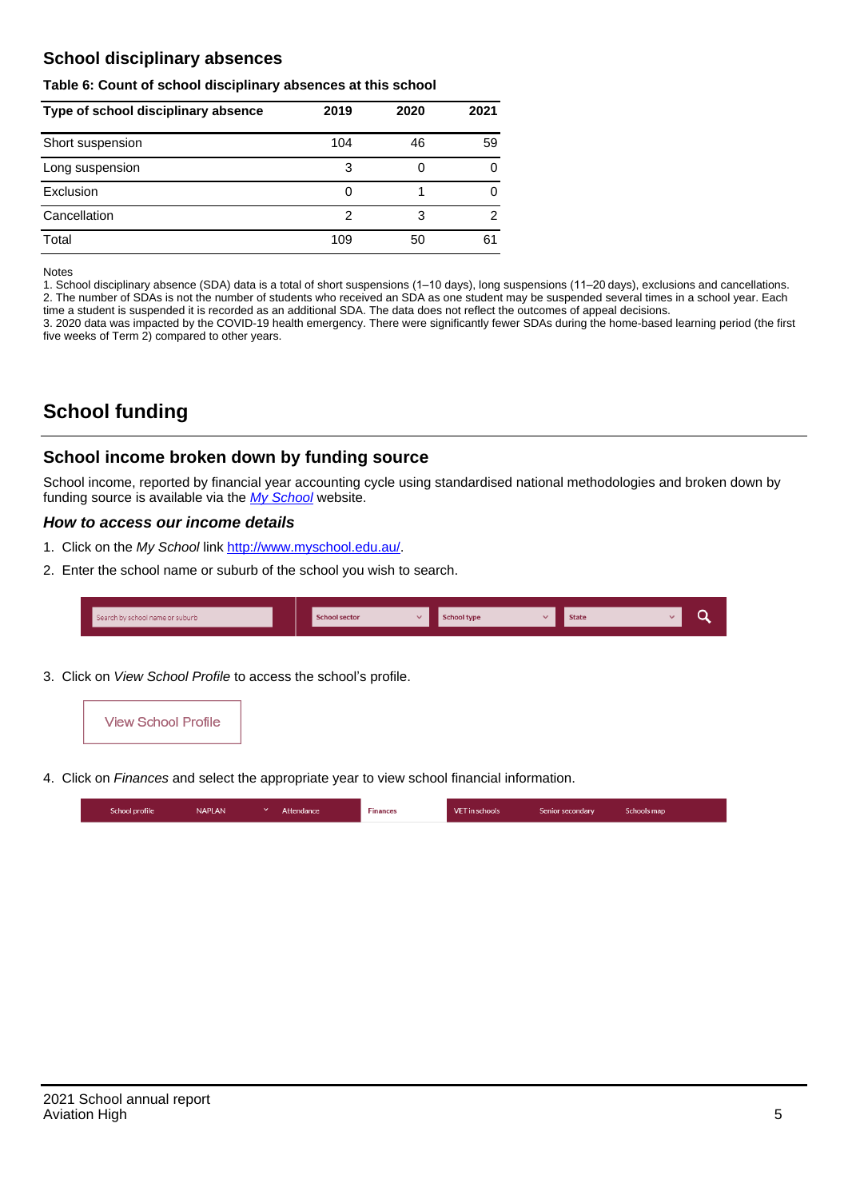## School disciplinary absences

**Table 6: Count of school disciplinary absences at this school**

| Type of school disciplinary absence | 2019 | 2020 | 2021 |
|---|---|---|---|
| Short suspension | 104 | 46 | 59 |
| Long suspension | 3 | 0 | 0 |
| Exclusion | 0 | 1 | 0 |
| Cancellation | 2 | 3 | 2 |
| Total | 109 | 50 | 61 |

Notes

1. School disciplinary absence (SDA) data is a total of short suspensions (1–10 days), long suspensions (11–20 days), exclusions and cancellations.
2. The number of SDAs is not the number of students who received an SDA as one student may be suspended several times in a school year. Each time a student is suspended it is recorded as an additional SDA. The data does not reflect the outcomes of appeal decisions.
3. 2020 data was impacted by the COVID-19 health emergency. There were significantly fewer SDAs during the home-based learning period (the first five weeks of Term 2) compared to other years.

# School funding

## School income broken down by funding source

School income, reported by financial year accounting cycle using standardised national methodologies and broken down by funding source is available via the *My School* website.

### *How to access our income details*

1. Click on the *My School* link http://www.myschool.edu.au/.
2. Enter the school name or suburb of the school you wish to search.

Search by school name or suburb | School sector | School type | State

3. Click on *View School Profile* to access the school's profile.

View School Profile

4. Click on *Finances* and select the appropriate year to view school financial information.

School profile | NAPLAN | Attendance | Finances | VET in schools | Senior secondary | Schools map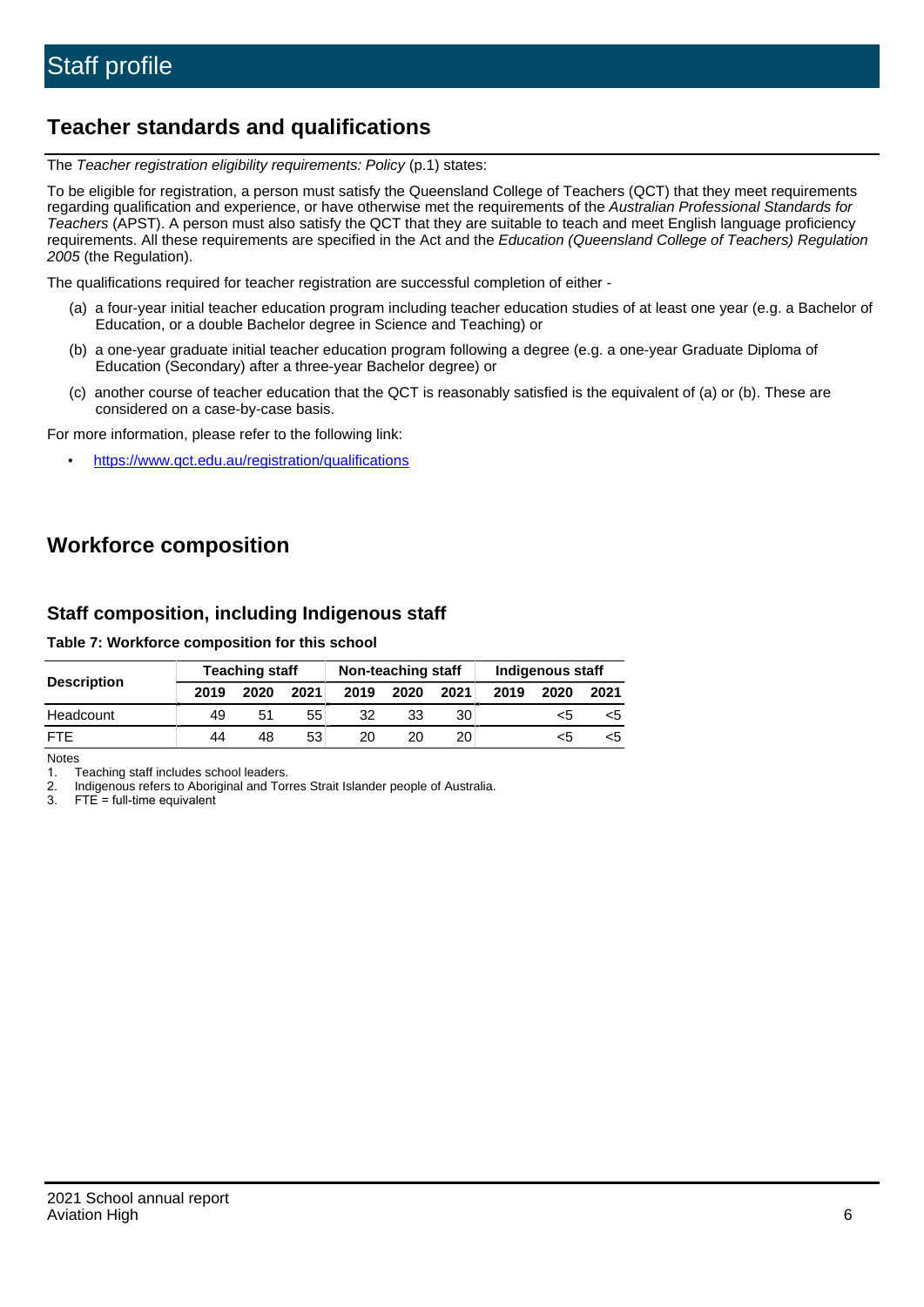# Staff profile

## Teacher standards and qualifications

The *Teacher registration eligibility requirements: Policy* (p.1) states:

To be eligible for registration, a person must satisfy the Queensland College of Teachers (QCT) that they meet requirements regarding qualification and experience, or have otherwise met the requirements of the *Australian Professional Standards for Teachers* (APST). A person must also satisfy the QCT that they are suitable to teach and meet English language proficiency requirements. All these requirements are specified in the Act and the *Education (Queensland College of Teachers) Regulation 2005* (the Regulation).

The qualifications required for teacher registration are successful completion of either -

(a) a four-year initial teacher education program including teacher education studies of at least one year (e.g. a Bachelor of Education, or a double Bachelor degree in Science and Teaching) or

(b) a one-year graduate initial teacher education program following a degree (e.g. a one-year Graduate Diploma of Education (Secondary) after a three-year Bachelor degree) or

(c) another course of teacher education that the QCT is reasonably satisfied is the equivalent of (a) or (b). These are considered on a case-by-case basis.

For more information, please refer to the following link:

- https://www.qct.edu.au/registration/qualifications

## Workforce composition

### Staff composition, including Indigenous staff

**Table 7: Workforce composition for this school**

| Description | Teaching staff | | | Non-teaching staff | | | Indigenous staff | | |
|---|---|---|---|---|---|---|---|---|---|
| | 2019 | 2020 | 2021 | 2019 | 2020 | 2021 | 2019 | 2020 | 2021 |
| Headcount | 49 | 51 | 55 | 32 | 33 | 30 | | <5 | <5 |
| FTE | 44 | 48 | 53 | 20 | 20 | 20 | | <5 | <5 |

Notes

1. Teaching staff includes school leaders.
2. Indigenous refers to Aboriginal and Torres Strait Islander people of Australia.
3. FTE = full-time equivalent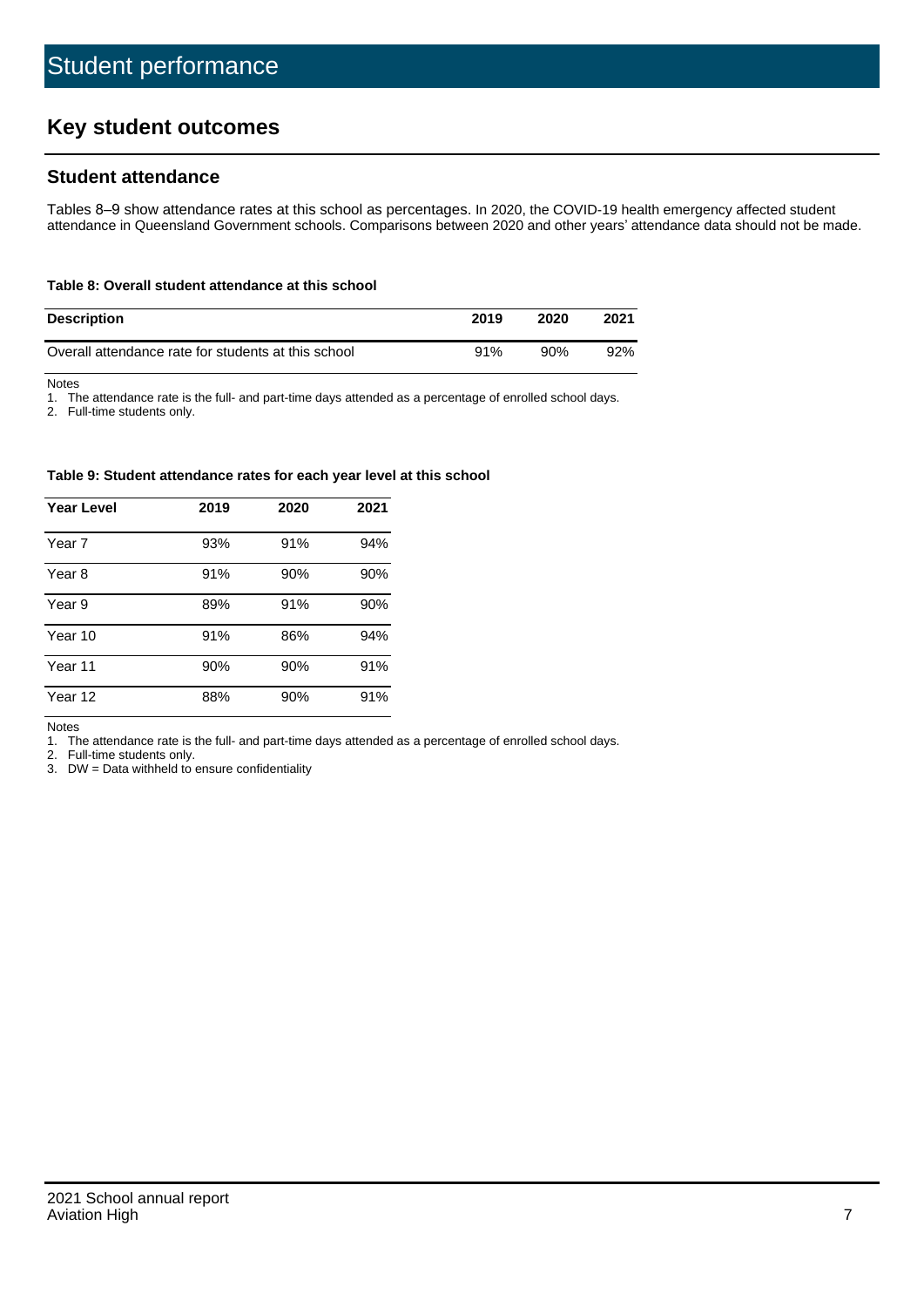# Student performance

## Key student outcomes

### Student attendance

Tables 8–9 show attendance rates at this school as percentages. In 2020, the COVID-19 health emergency affected student attendance in Queensland Government schools. Comparisons between 2020 and other years' attendance data should not be made.

**Table 8: Overall student attendance at this school**

| Description | 2019 | 2020 | 2021 |
|---|---|---|---|
| Overall attendance rate for students at this school | 91% | 90% | 92% |

Notes

1. The attendance rate is the full- and part-time days attended as a percentage of enrolled school days.
2. Full-time students only.

**Table 9: Student attendance rates for each year level at this school**

| Year Level | 2019 | 2020 | 2021 |
|---|---|---|---|
| Year 7 | 93% | 91% | 94% |
| Year 8 | 91% | 90% | 90% |
| Year 9 | 89% | 91% | 90% |
| Year 10 | 91% | 86% | 94% |
| Year 11 | 90% | 90% | 91% |
| Year 12 | 88% | 90% | 91% |

Notes

1. The attendance rate is the full- and part-time days attended as a percentage of enrolled school days.
2. Full-time students only.
3. DW = Data withheld to ensure confidentiality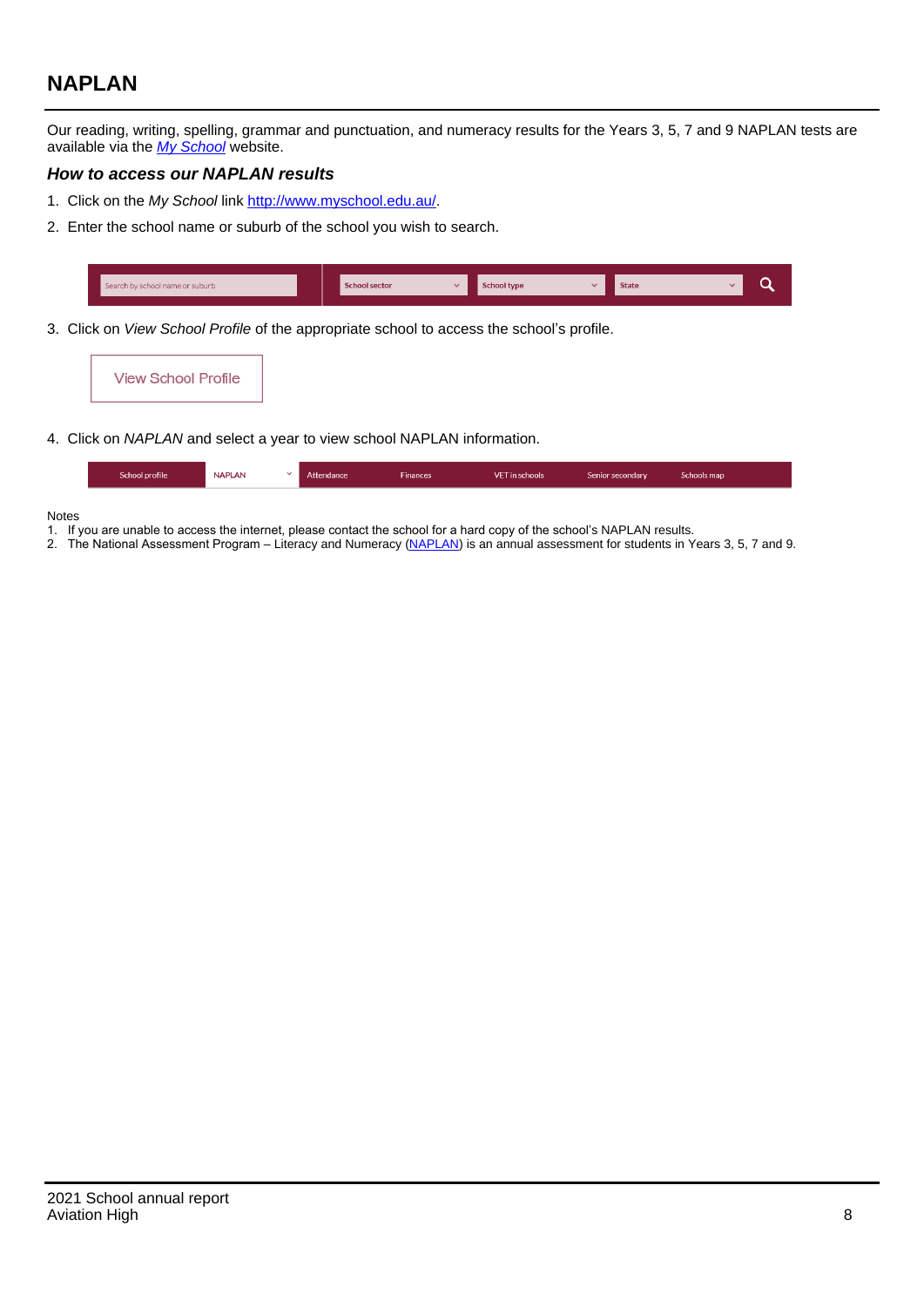## NAPLAN

Our reading, writing, spelling, grammar and punctuation, and numeracy results for the Years 3, 5, 7 and 9 NAPLAN tests are available via the [*My School*](http://www.myschool.edu.au/) website.

### *How to access our NAPLAN results*

1. Click on the *My School* link [http://www.myschool.edu.au/](http://www.myschool.edu.au/).
2. Enter the school name or suburb of the school you wish to search.

   Search by school name or suburb | School sector | School type | State

3. Click on *View School Profile* of the appropriate school to access the school's profile.

   View School Profile

4. Click on *NAPLAN* and select a year to view school NAPLAN information.

   School profile | NAPLAN | Attendance | Finances | VET in schools | Senior secondary | Schools map

Notes

1. If you are unable to access the internet, please contact the school for a hard copy of the school's NAPLAN results.
2. The National Assessment Program – Literacy and Numeracy (NAPLAN) is an annual assessment for students in Years 3, 5, 7 and 9.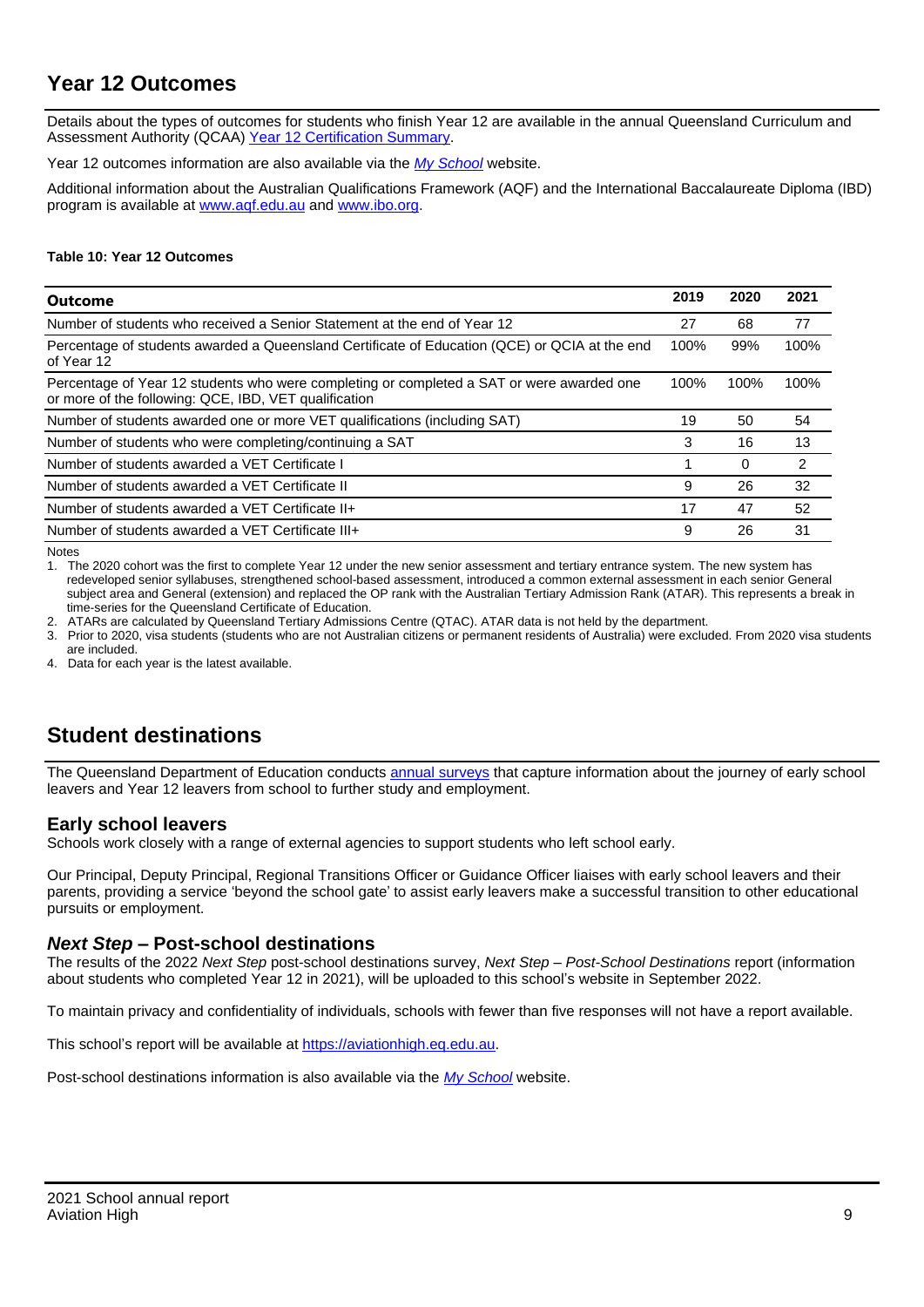## Year 12 Outcomes

Details about the types of outcomes for students who finish Year 12 are available in the annual Queensland Curriculum and Assessment Authority (QCAA) Year 12 Certification Summary.

Year 12 outcomes information are also available via the *My School* website.

Additional information about the Australian Qualifications Framework (AQF) and the International Baccalaureate Diploma (IBD) program is available at www.aqf.edu.au and www.ibo.org.

**Table 10: Year 12 Outcomes**

| Outcome | 2019 | 2020 | 2021 |
|---|---|---|---|
| Number of students who received a Senior Statement at the end of Year 12 | 27 | 68 | 77 |
| Percentage of students awarded a Queensland Certificate of Education (QCE) or QCIA at the end of Year 12 | 100% | 99% | 100% |
| Percentage of Year 12 students who were completing or completed a SAT or were awarded one or more of the following: QCE, IBD, VET qualification | 100% | 100% | 100% |
| Number of students awarded one or more VET qualifications (including SAT) | 19 | 50 | 54 |
| Number of students who were completing/continuing a SAT | 3 | 16 | 13 |
| Number of students awarded a VET Certificate I | 1 | 0 | 2 |
| Number of students awarded a VET Certificate II | 9 | 26 | 32 |
| Number of students awarded a VET Certificate II+ | 17 | 47 | 52 |
| Number of students awarded a VET Certificate III+ | 9 | 26 | 31 |

Notes

1. The 2020 cohort was the first to complete Year 12 under the new senior assessment and tertiary entrance system. The new system has redeveloped senior syllabuses, strengthened school-based assessment, introduced a common external assessment in each senior General subject area and General (extension) and replaced the OP rank with the Australian Tertiary Admission Rank (ATAR). This represents a break in time-series for the Queensland Certificate of Education.
2. ATARs are calculated by Queensland Tertiary Admissions Centre (QTAC). ATAR data is not held by the department.
3. Prior to 2020, visa students (students who are not Australian citizens or permanent residents of Australia) were excluded. From 2020 visa students are included.
4. Data for each year is the latest available.

## Student destinations

The Queensland Department of Education conducts annual surveys that capture information about the journey of early school leavers and Year 12 leavers from school to further study and employment.

### Early school leavers

Schools work closely with a range of external agencies to support students who left school early.

Our Principal, Deputy Principal, Regional Transitions Officer or Guidance Officer liaises with early school leavers and their parents, providing a service 'beyond the school gate' to assist early leavers make a successful transition to other educational pursuits or employment.

### *Next Step* – Post-school destinations

The results of the 2022 *Next Step* post-school destinations survey, *Next Step – Post-School Destinations* report (information about students who completed Year 12 in 2021), will be uploaded to this school's website in September 2022.

To maintain privacy and confidentiality of individuals, schools with fewer than five responses will not have a report available.

This school's report will be available at https://aviationhigh.eq.edu.au.

Post-school destinations information is also available via the *My School* website.